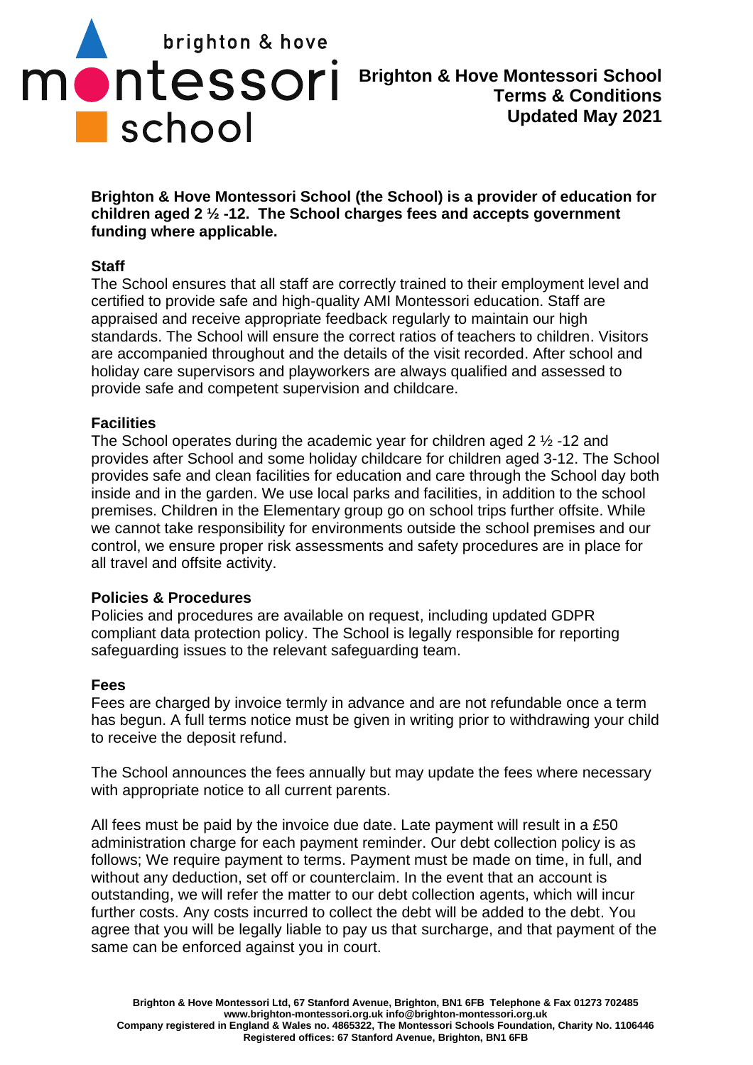brighton & hove montessori school

# Brighton & Hove Montessori School Terms & Conditions Updated May 2021

**Brighton & Hove Montessori School (the School) is a provider of education for children aged 2 ½ -12. The School charges fees and accepts government funding where applicable.**

## Staff

The School ensures that all staff are correctly trained to their employment level and certified to provide safe and high-quality AMI Montessori education. Staff are appraised and receive appropriate feedback regularly to maintain our high standards. The School will ensure the correct ratios of teachers to children. Visitors are accompanied throughout and the details of the visit recorded. After school and holiday care supervisors and playworkers are always qualified and assessed to provide safe and competent supervision and childcare.

## Facilities

The School operates during the academic year for children aged 2 ½ -12 and provides after School and some holiday childcare for children aged 3-12. The School provides safe and clean facilities for education and care through the School day both inside and in the garden. We use local parks and facilities, in addition to the school premises. Children in the Elementary group go on school trips further offsite. While we cannot take responsibility for environments outside the school premises and our control, we ensure proper risk assessments and safety procedures are in place for all travel and offsite activity.

## Policies & Procedures

Policies and procedures are available on request, including updated GDPR compliant data protection policy. The School is legally responsible for reporting safeguarding issues to the relevant safeguarding team.

## Fees

Fees are charged by invoice termly in advance and are not refundable once a term has begun. A full terms notice must be given in writing prior to withdrawing your child to receive the deposit refund.

The School announces the fees annually but may update the fees where necessary with appropriate notice to all current parents.

All fees must be paid by the invoice due date. Late payment will result in a £50 administration charge for each payment reminder. Our debt collection policy is as follows; We require payment to terms. Payment must be made on time, in full, and without any deduction, set off or counterclaim. In the event that an account is outstanding, we will refer the matter to our debt collection agents, which will incur further costs. Any costs incurred to collect the debt will be added to the debt. You agree that you will be legally liable to pay us that surcharge, and that payment of the same can be enforced against you in court.

**Brighton & Hove Montessori Ltd, 67 Stanford Avenue, Brighton, BN1 6FB Telephone & Fax 01273 702485**
**www.brighton-montessori.org.uk info@brighton-montessori.org.uk**
**Company registered in England & Wales no. 4865322, The Montessori Schools Foundation, Charity No. 1106446**
**Registered offices: 67 Stanford Avenue, Brighton, BN1 6FB**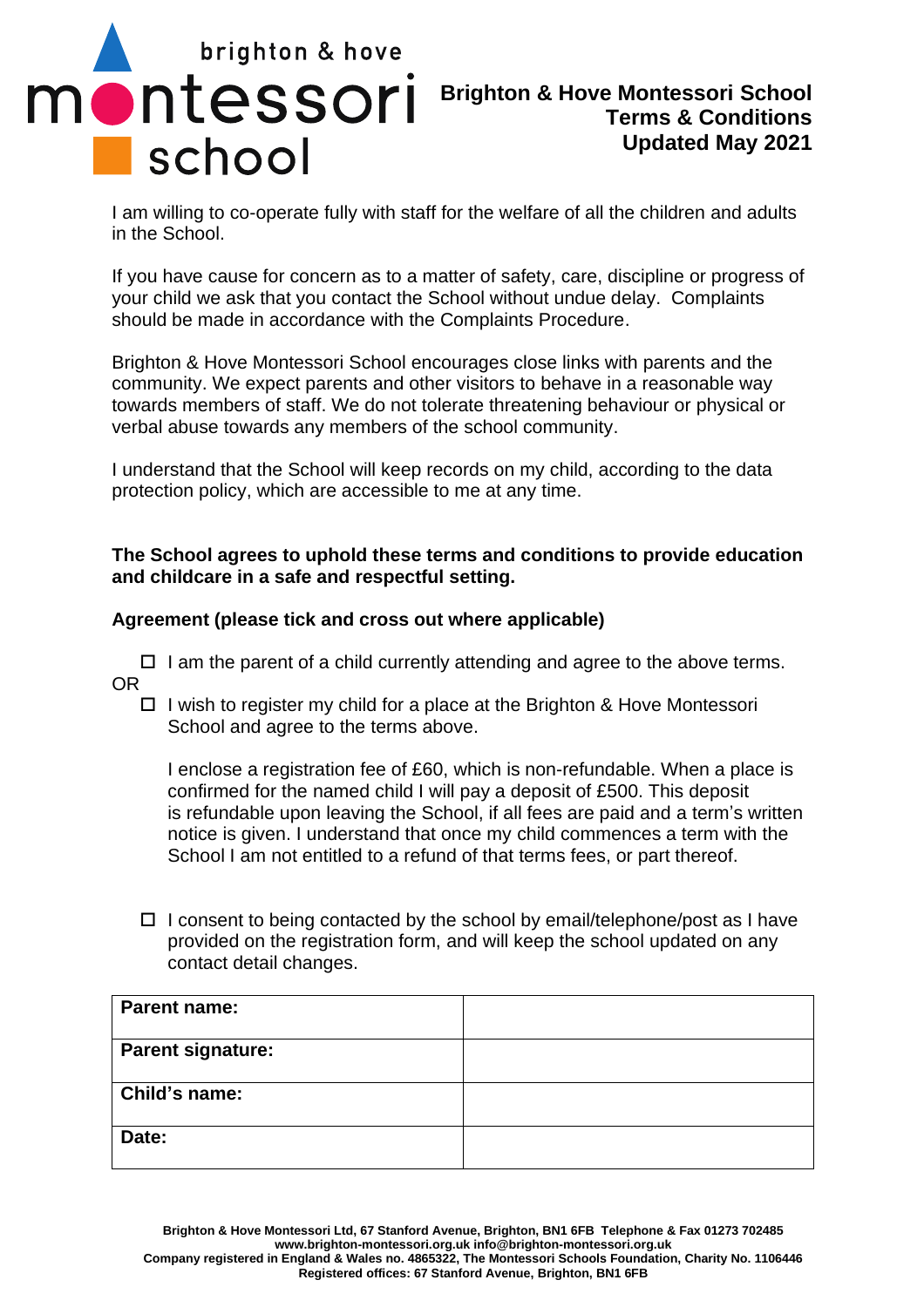**Brighton & Hove Montessori School Terms & Conditions Updated May 2021**

I am willing to co-operate fully with staff for the welfare of all the children and adults in the School.

If you have cause for concern as to a matter of safety, care, discipline or progress of your child we ask that you contact the School without undue delay. Complaints should be made in accordance with the Complaints Procedure.

Brighton & Hove Montessori School encourages close links with parents and the community. We expect parents and other visitors to behave in a reasonable way towards members of staff. We do not tolerate threatening behaviour or physical or verbal abuse towards any members of the school community.

I understand that the School will keep records on my child, according to the data protection policy, which are accessible to me at any time.

**The School agrees to uphold these terms and conditions to provide education and childcare in a safe and respectful setting.**

**Agreement (please tick and cross out where applicable)**

- ☐ I am the parent of a child currently attending and agree to the above terms.

OR

- ☐ I wish to register my child for a place at the Brighton & Hove Montessori School and agree to the terms above.

  I enclose a registration fee of £60, which is non-refundable. When a place is confirmed for the named child I will pay a deposit of £500. This deposit is refundable upon leaving the School, if all fees are paid and a term's written notice is given. I understand that once my child commences a term with the School I am not entitled to a refund of that terms fees, or part thereof.

- ☐ I consent to being contacted by the school by email/telephone/post as I have provided on the registration form, and will keep the school updated on any contact detail changes.

| | |
|---|---|
| **Parent name:** | |
| **Parent signature:** | |
| **Child's name:** | |
| **Date:** | |

**Brighton & Hove Montessori Ltd, 67 Stanford Avenue, Brighton, BN1 6FB Telephone & Fax 01273 702485**
**www.brighton-montessori.org.uk info@brighton-montessori.org.uk**
**Company registered in England & Wales no. 4865322, The Montessori Schools Foundation, Charity No. 1106446**
**Registered offices: 67 Stanford Avenue, Brighton, BN1 6FB**